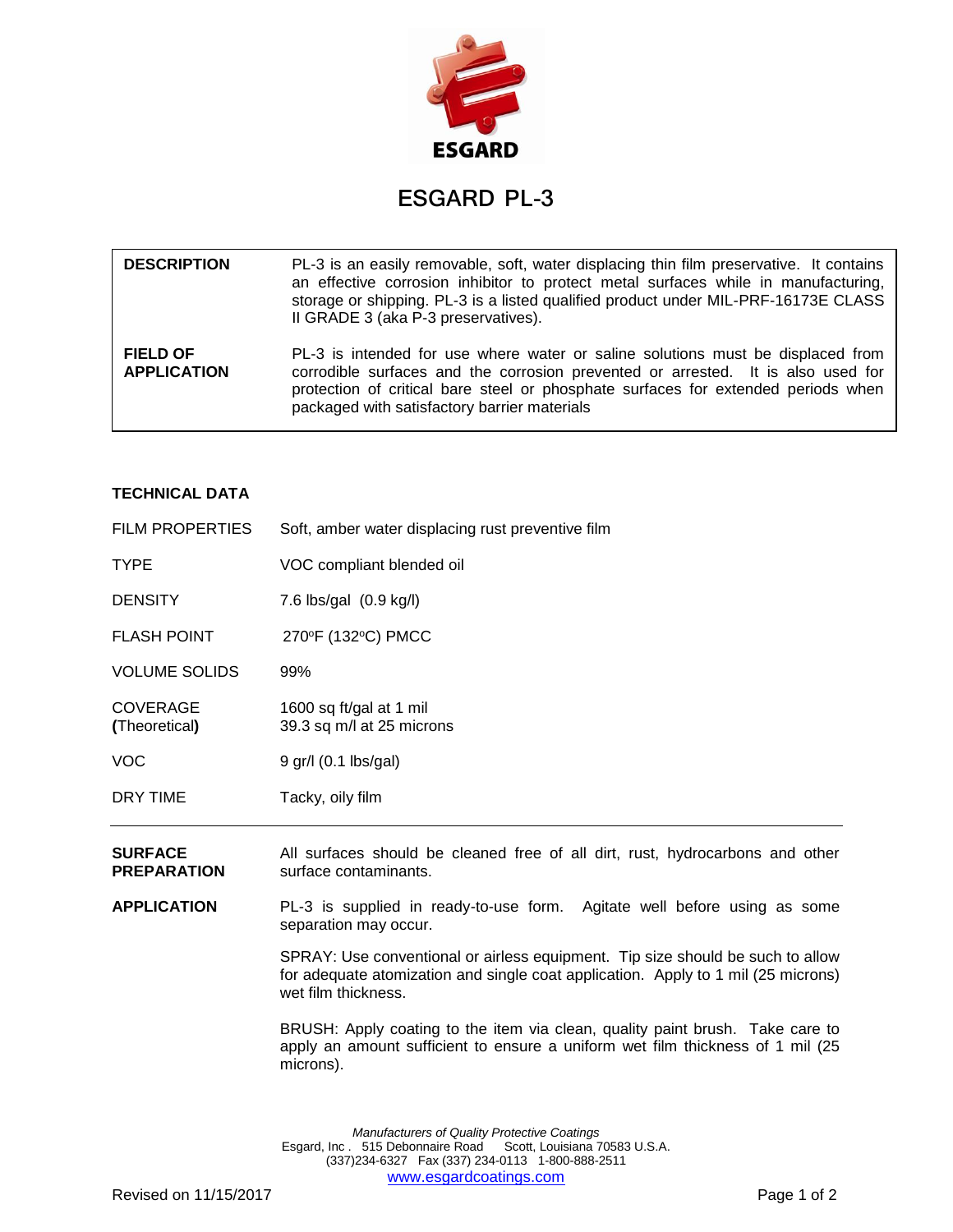ESGARD

# ESGARD PL-3

| | |
|---|---|
| **DESCRIPTION** | PL-3 is an easily removable, soft, water displacing thin film preservative. It contains an effective corrosion inhibitor to protect metal surfaces while in manufacturing, storage or shipping. PL-3 is a listed qualified product under MIL-PRF-16173E CLASS II GRADE 3 (aka P-3 preservatives). |
| **FIELD OF APPLICATION** | PL-3 is intended for use where water or saline solutions must be displaced from corrodible surfaces and the corrosion prevented or arrested. It is also used for protection of critical bare steel or phosphate surfaces for extended periods when packaged with satisfactory barrier materials |

## TECHNICAL DATA

| | |
|---|---|
| FILM PROPERTIES | Soft, amber water displacing rust preventive film |
| TYPE | VOC compliant blended oil |
| DENSITY | 7.6 lbs/gal (0.9 kg/l) |
| FLASH POINT | 270ºF (132ºC) PMCC |
| VOLUME SOLIDS | 99% |
| COVERAGE **(**Theoretical**)** | 1600 sq ft/gal at 1 mil<br>39.3 sq m/l at 25 microns |
| VOC | 9 gr/l (0.1 lbs/gal) |
| DRY TIME | Tacky, oily film |

---

**SURFACE PREPARATION**

All surfaces should be cleaned free of all dirt, rust, hydrocarbons and other surface contaminants.

**APPLICATION**

PL-3 is supplied in ready-to-use form. Agitate well before using as some separation may occur.

SPRAY: Use conventional or airless equipment. Tip size should be such to allow for adequate atomization and single coat application. Apply to 1 mil (25 microns) wet film thickness.

BRUSH: Apply coating to the item via clean, quality paint brush. Take care to apply an amount sufficient to ensure a uniform wet film thickness of 1 mil (25 microns).

*Manufacturers of Quality Protective Coatings*
Esgard, Inc . 515 Debonnaire Road Scott, Louisiana 70583 U.S.A.
(337)234-6327 Fax (337) 234-0113 1-800-888-2511
www.esgardcoatings.com

Revised on 11/15/2017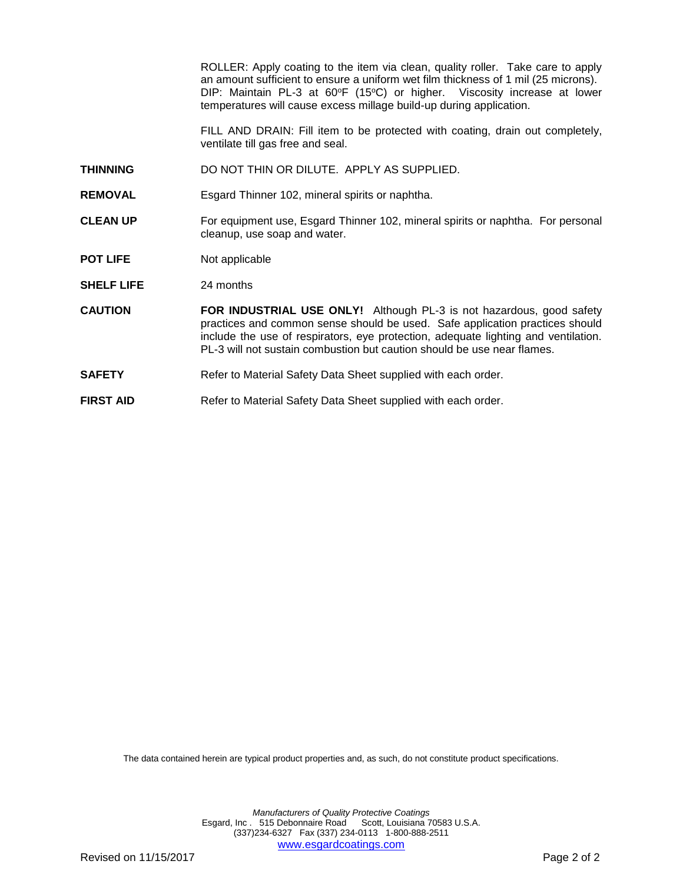ROLLER: Apply coating to the item via clean, quality roller. Take care to apply an amount sufficient to ensure a uniform wet film thickness of 1 mil (25 microns).
DIP: Maintain PL-3 at 60ºF (15ºC) or higher. Viscosity increase at lower temperatures will cause excess millage build-up during application.

FILL AND DRAIN: Fill item to be protected with coating, drain out completely, ventilate till gas free and seal.

| | |
|---|---|
| **THINNING** | DO NOT THIN OR DILUTE. APPLY AS SUPPLIED. |
| **REMOVAL** | Esgard Thinner 102, mineral spirits or naphtha. |
| **CLEAN UP** | For equipment use, Esgard Thinner 102, mineral spirits or naphtha. For personal cleanup, use soap and water. |
| **POT LIFE** | Not applicable |
| **SHELF LIFE** | 24 months |
| **CAUTION** | **FOR INDUSTRIAL USE ONLY!** Although PL-3 is not hazardous, good safety practices and common sense should be used. Safe application practices should include the use of respirators, eye protection, adequate lighting and ventilation. PL-3 will not sustain combustion but caution should be use near flames. |
| **SAFETY** | Refer to Material Safety Data Sheet supplied with each order. |
| **FIRST AID** | Refer to Material Safety Data Sheet supplied with each order. |

The data contained herein are typical product properties and, as such, do not constitute product specifications.

*Manufacturers of Quality Protective Coatings*
Esgard, Inc . 515 Debonnaire Road Scott, Louisiana 70583 U.S.A.
(337)234-6327 Fax (337) 234-0113 1-800-888-2511
www.esgardcoatings.com

Revised on 11/15/2017